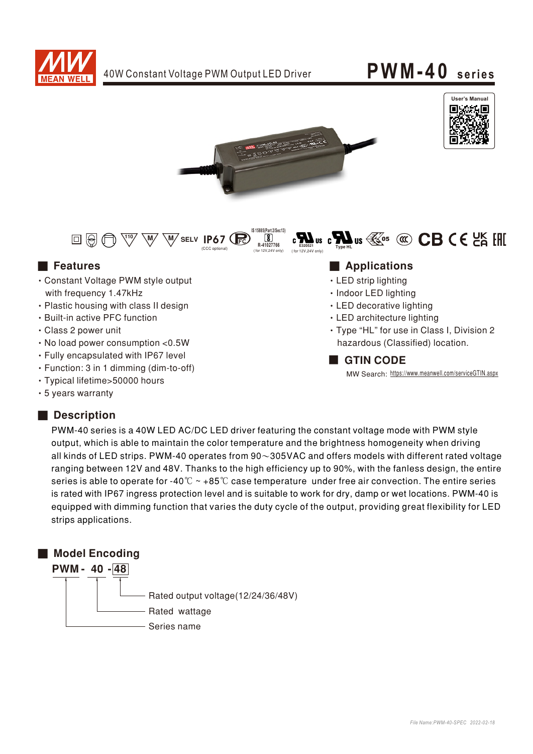# PWM-40 series

40W Constant Voltage PWM Output LED Driver

User's Manual

SELV IP67 (CCC optional) IS 15885(Part 2/Sec13) R-41027766 (for 12V,24V only) E320521 (for 12V,24V only) Type HL CB

## Features

- Constant Voltage PWM style output with frequency 1.47kHz
- Plastic housing with class II design
- Built-in active PFC function
- Class 2 power unit
- No load power consumption <0.5W
- Fully encapsulated with IP67 level
- Function: 3 in 1 dimming (dim-to-off)
- Typical lifetime>50000 hours
- 5 years warranty

## Applications

- LED strip lighting
- Indoor LED lighting
- LED decorative lighting
- LED architecture lighting
- Type "HL" for use in Class I, Division 2 hazardous (Classified) location.

## GTIN CODE

MW Search: https://www.meanwell.com/serviceGTIN.aspx

## Description

PWM-40 series is a 40W LED AC/DC LED driver featuring the constant voltage mode with PWM style output, which is able to maintain the color temperature and the brightness homogeneity when driving all kinds of LED strips. PWM-40 operates from 90～305VAC and offers models with different rated voltage ranging between 12V and 48V. Thanks to the high efficiency up to 90%, with the fanless design, the entire series is able to operate for -40℃ ~ +85℃ case temperature under free air convection. The entire series is rated with IP67 ingress protection level and is suitable to work for dry, damp or wet locations. PWM-40 is equipped with dimming function that varies the duty cycle of the output, providing great flexibility for LED strips applications.

## Model Encoding

**PWM - 40 - 48**

- 48: Rated output voltage(12/24/36/48V)
- 40: Rated wattage
- PWM: Series name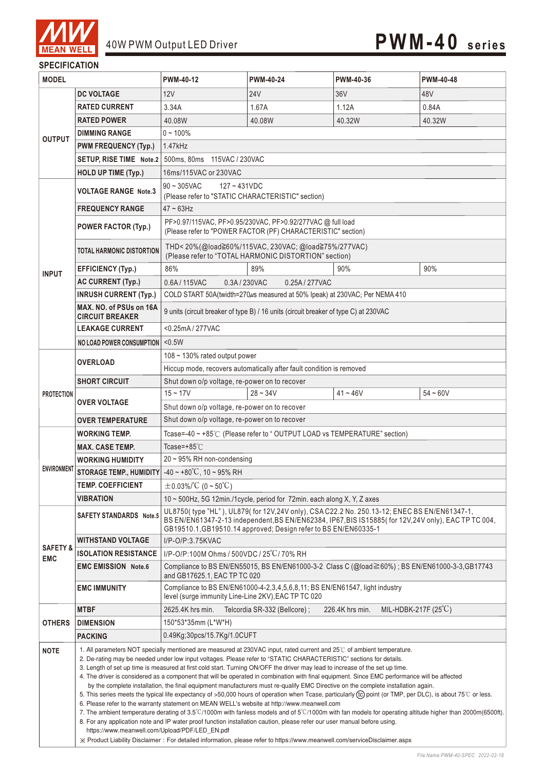# 40W PWM Output LED Driver — PWM-40 series

## SPECIFICATION

| MODEL | | PWM-40-12 | PWM-40-24 | PWM-40-36 | PWM-40-48 |
|---|---|---|---|---|---|
| OUTPUT | DC VOLTAGE | 12V | 24V | 36V | 48V |
| | RATED CURRENT | 3.34A | 1.67A | 1.12A | 0.84A |
| | RATED POWER | 40.08W | 40.08W | 40.32W | 40.32W |
| | DIMMING RANGE | 0 ~ 100% | | | |
| | PWM FREQUENCY (Typ.) | 1.47kHz | | | |
| | SETUP, RISE TIME Note.2 | 500ms, 80ms 115VAC / 230VAC | | | |
| | HOLD UP TIME (Typ.) | 16ms/115VAC or 230VAC | | | |
| INPUT | VOLTAGE RANGE Note.3 | 90 ~ 305VAC 127 ~ 431VDC (Please refer to "STATIC CHARACTERISTIC" section) | | | |
| | FREQUENCY RANGE | 47 ~ 63Hz | | | |
| | POWER FACTOR (Typ.) | PF>0.97/115VAC, PF>0.95/230VAC, PF>0.92/277VAC @ full load (Please refer to "POWER FACTOR (PF) CHARACTERISTIC" section) | | | |
| | TOTAL HARMONIC DISTORTION | THD< 20%(@load≧60%/115VAC, 230VAC; @load≧75%/277VAC) (Please refer to "TOTAL HARMONIC DISTORTION" section) | | | |
| | EFFICIENCY (Typ.) | 86% | 89% | 90% | 90% |
| | AC CURRENT (Typ.) | 0.6A / 115VAC 0.3A / 230VAC 0.25A / 277VAC | | | |
| | INRUSH CURRENT (Typ.) | COLD START 50A(twidth=270μs measured at 50% Ipeak) at 230VAC; Per NEMA 410 | | | |
| | MAX. NO. of PSUs on 16A CIRCUIT BREAKER | 9 units (circuit breaker of type B) / 16 units (circuit breaker of type C) at 230VAC | | | |
| | LEAKAGE CURRENT | <0.25mA / 277VAC | | | |
| | NO LOAD POWER CONSUMPTION | <0.5W | | | |
| PROTECTION | OVERLOAD | 108 ~ 130% rated output power | | | |
| | | Hiccup mode, recovers automatically after fault condition is removed | | | |
| | SHORT CIRCUIT | Shut down o/p voltage, re-power on to recover | | | |
| | OVER VOLTAGE | 15 ~ 17V | 28 ~ 34V | 41 ~ 46V | 54 ~ 60V |
| | | Shut down o/p voltage, re-power on to recover | | | |
| | OVER TEMPERATURE | Shut down o/p voltage, re-power on to recover | | | |
| ENVIRONMENT | WORKING TEMP. | Tcase=-40 ~ +85℃ (Please refer to " OUTPUT LOAD vs TEMPERATURE" section) | | | |
| | MAX. CASE TEMP. | Tcase=+85℃ | | | |
| | WORKING HUMIDITY | 20 ~ 95% RH non-condensing | | | |
| | STORAGE TEMP., HUMIDITY | -40 ~ +80℃, 10 ~ 95% RH | | | |
| | TEMP. COEFFICIENT | ±0.03%/℃ (0 ~ 50℃) | | | |
| | VIBRATION | 10 ~ 500Hz, 5G 12min./1cycle, period for 72min. each along X, Y, Z axes | | | |
| SAFETY & EMC | SAFETY STANDARDS Note.5 | UL8750( type "HL" ), UL879( for 12V,24V only), CSA C22.2 No. 250.13-12; ENEC BS EN/EN61347-1, BS EN/EN61347-2-13 independent,BS EN/EN62384, IP67,BIS IS15885( for 12V,24V only), EAC TP TC 004, GB19510.1,GB19510.14 approved; Design refer to BS EN/EN60335-1 | | | |
| | WITHSTAND VOLTAGE | I/P-O/P:3.75KVAC | | | |
| | ISOLATION RESISTANCE | I/P-O/P:100M Ohms / 500VDC / 25℃/ 70% RH | | | |
| | EMC EMISSION Note.6 | Compliance to BS EN/EN55015, BS EN/EN61000-3-2 Class C (@load≧60%) ; BS EN/EN61000-3-3,GB17743 and GB17625.1, EAC TP TC 020 | | | |
| | EMC IMMUNITY | Compliance to BS EN/EN61000-4-2,3,4,5,6,8,11; BS EN/EN61547, light industry level (surge immunity Line-Line 2KV),EAC TP TC 020 | | | |
| OTHERS | MTBF | 2625.4K hrs min. Telcordia SR-332 (Bellcore) ; 226.4K hrs min. MIL-HDBK-217F (25℃) | | | |
| | DIMENSION | 150*53*35mm (L*W*H) | | | |
| | PACKING | 0.49Kg;30pcs/15.7Kg/1.0CUFT | | | |

**NOTE**

1. All parameters NOT specially mentioned are measured at 230VAC input, rated current and 25℃ of ambient temperature.
2. De-rating may be needed under low input voltages. Please refer to "STATIC CHARACTERISTIC" sections for details.
3. Length of set up time is measured at first cold start. Turning ON/OFF the driver may lead to increase of the set up time.
4. The driver is considered as a component that will be operated in combination with final equipment. Since EMC performance will be affected by the complete installation, the final equipment manufacturers must re-qualify EMC Directive on the complete installation again.
5. This series meets the typical life expectancy of >50,000 hours of operation when Tcase, particularly (tc) point (or TMP, per DLC), is about 75℃ or less.
6. Please refer to the warranty statement on MEAN WELL's website at http://www.meanwell.com
7. The ambient temperature derating of 3.5℃/1000m with fanless models and of 5℃/1000m with fan models for operating altitude higher than 2000m(6500ft).
8. For any application note and IP water proof function installation caution, please refer our user manual before using. https://www.meanwell.com/Upload/PDF/LED_EN.pdf

※ Product Liability Disclaimer：For detailed information, please refer to https://www.meanwell.com/serviceDisclaimer.aspx

File Name:PWM-40-SPEC 2022-02-18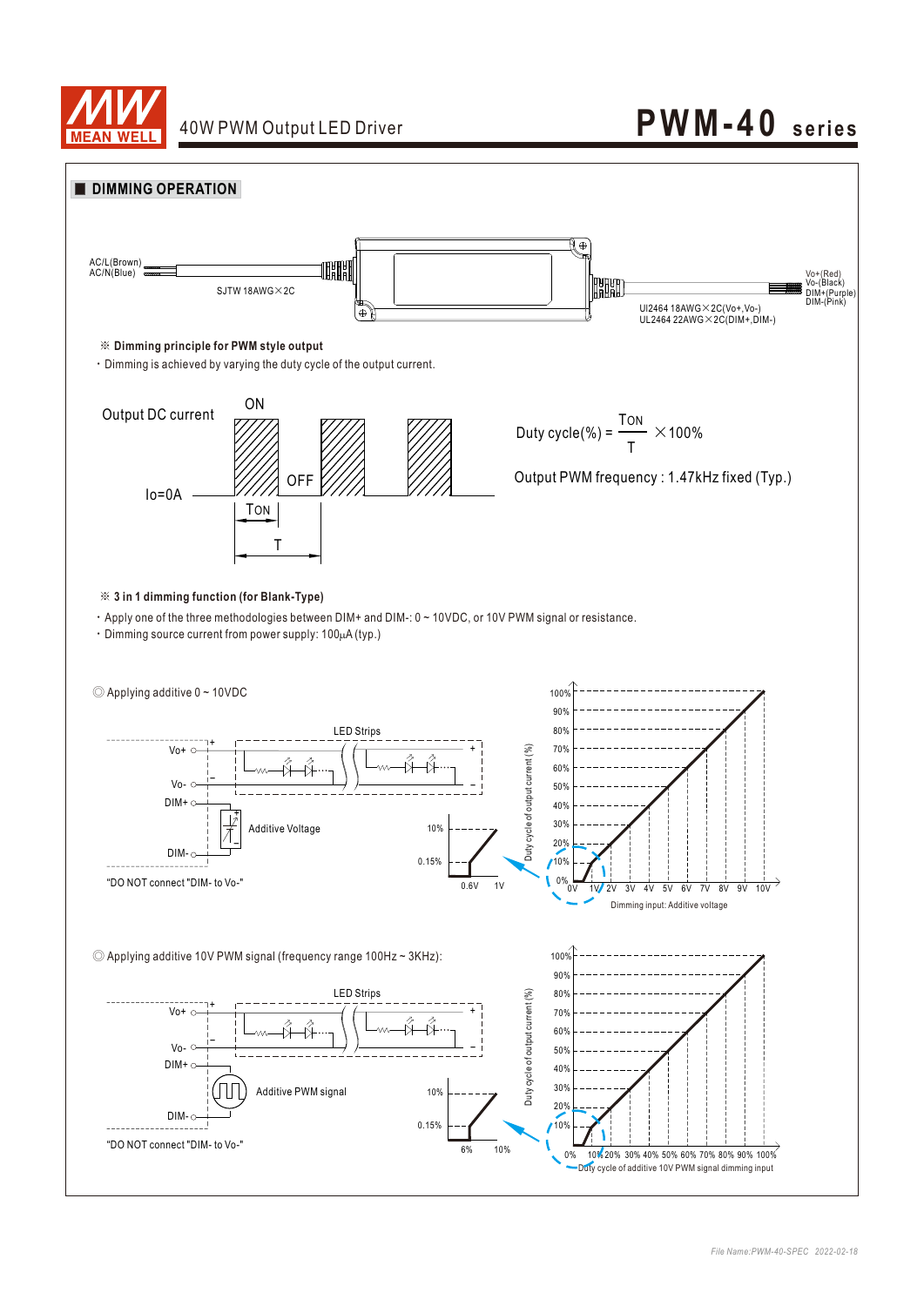## DIMMING OPERATION

AC/L(Brown)
AC/N(Blue)

SJTW 18AWG×2C

Vo+(Red)
Vo-(Black)
DIM+(Purple)
DIM-(Pink)

Ul2464 18AWG×2C(Vo+,Vo-)
UL2464 22AWG×2C(DIM+,DIM-)

**※ Dimming principle for PWM style output**

・Dimming is achieved by varying the duty cycle of the output current.

Output DC current

ON

OFF

Io=0A

TON

T

$$\text{Duty cycle(\%)} = \frac{T_{ON}}{T} \times 100\%$$

Output PWM frequency : 1.47kHz fixed (Typ.)

**※ 3 in 1 dimming function (for Blank-Type)**

・Apply one of the three methodologies between DIM+ and DIM-: 0 ~ 10VDC, or 10V PWM signal or resistance.

・Dimming source current from power supply: 100μA (typ.)

◎ Applying additive 0 ~ 10VDC

LED Strips

Vo+
Vo-
DIM+
DIM-

Additive Voltage

"DO NOT connect "DIM- to Vo-"

10%
0.15%
0.6V 1V

Duty cycle of output current (%): 0%, 10%, 20%, 30%, 40%, 50%, 60%, 70%, 80%, 90%, 100%

0V 1V 2V 3V 4V 5V 6V 7V 8V 9V 10V

Dimming input: Additive voltage

◎ Applying additive 10V PWM signal (frequency range 100Hz ~ 3KHz):

LED Strips

Vo+
Vo-
DIM+
DIM-

Additive PWM signal

"DO NOT connect "DIM- to Vo-"

10%
0.15%
6% 10%

Duty cycle of output current (%): 0%, 10%, 20%, 30%, 40%, 50%, 60%, 70%, 80%, 90%, 100%

0% 10% 20% 30% 40% 50% 60% 70% 80% 90% 100%

Duty cycle of additive 10V PWM signal dimming input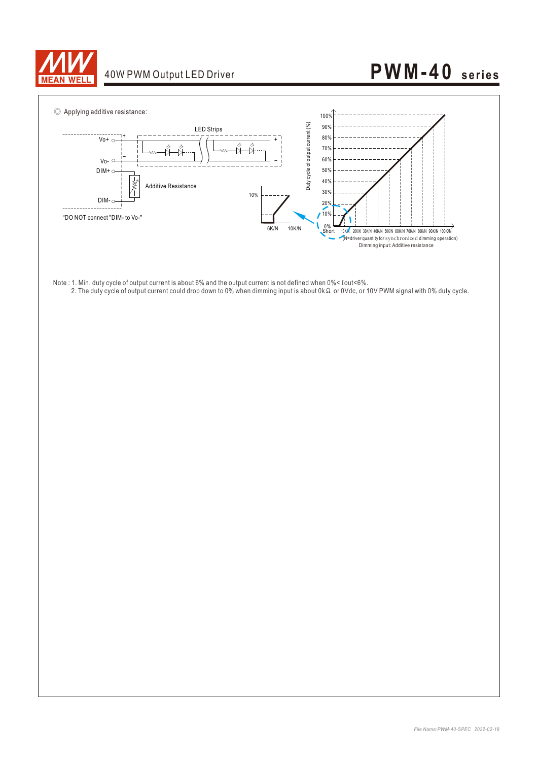◎ Applying additive resistance:

LED Strips

Vo+ 
Vo-
DIM+
DIM-

Additive Resistance

"DO NOT connect "DIM- to Vo-"

10%

6K/N 10K/N

Duty cycle of output current (%)

100%
90%
80%
70%
60%
50%
40%
30%
20%
10%
0%
Short 10K/N 20K/N 30K/N 40K/N 50K/N 60K/N 70K/N 80K/N 90K/N 100K/N

(N=driver quantity for synchronized dimming operation)

Dimming input: Additive resistance

Note : 1. Min. duty cycle of output current is about 6% and the output current is not defined when 0%< Iout<6%.
2. The duty cycle of output current could drop down to 0% when dimming input is about 0kΩ or 0Vdc, or 10V PWM signal with 0% duty cycle.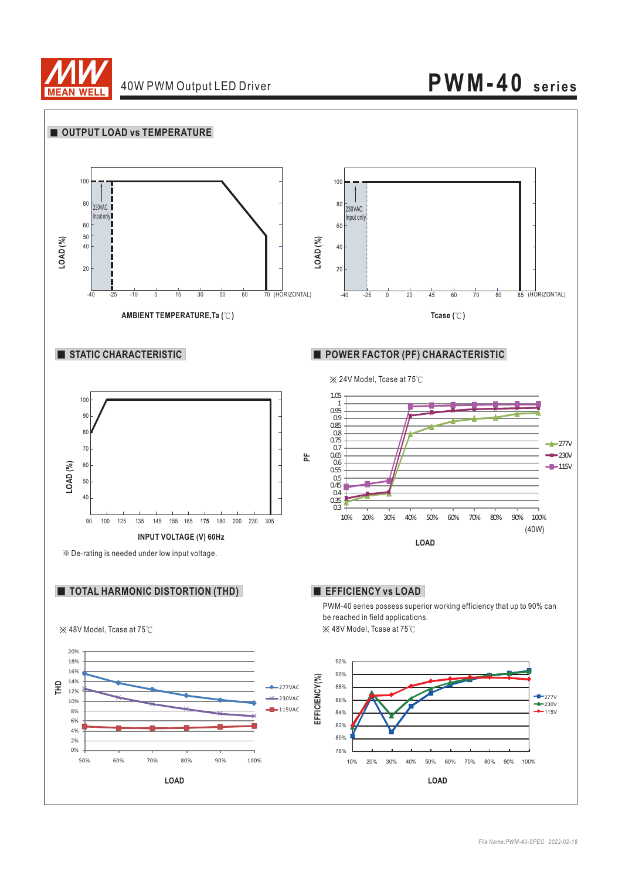# 40W PWM Output LED Driver

## PWM-40 series

### ■ OUTPUT LOAD vs TEMPERATURE

LOAD (%)

100, 80, 60, 50, 40, 20

230VAC Input only

-40 -25 -10 0 15 30 50 60 70 (HORIZONTAL)

AMBIENT TEMPERATURE,Ta (℃)

LOAD (%)

100, 80, 60, 40, 20

230VAC Input only

-40 -25 0 20 45 60 70 80 85 (HORIZONTAL)

Tcase (℃)

### ■ STATIC CHARACTERISTIC

LOAD (%)

100, 90, 80, 70, 60, 50, 40

90 100 125 135 145 155 165 175 180 200 230 305

INPUT VOLTAGE (V) 60Hz

※ De-rating is needed under low input voltage.

### ■ POWER FACTOR (PF) CHARACTERISTIC

※ 24V Model, Tcase at 75℃

PF

277V, 230V, 115V

10% 20% 30% 40% 50% 60% 70% 80% 90% 100% (40W)

LOAD

### ■ TOTAL HARMONIC DISTORTION (THD)

※ 48V Model, Tcase at 75℃

THD

277VAC, 230VAC, 115VAC

50% 60% 70% 80% 90% 100%

LOAD

### ■ EFFICIENCY vs LOAD

PWM-40 series possess superior working efficiency that up to 90% can be reached in field applications.

※ 48V Model, Tcase at 75℃

EFFICIENCY(%)

277V, 230V, 115V

10% 20% 30% 40% 50% 60% 70% 80% 90% 100%

LOAD

*File Name:PWM-40-SPEC 2022-02-18*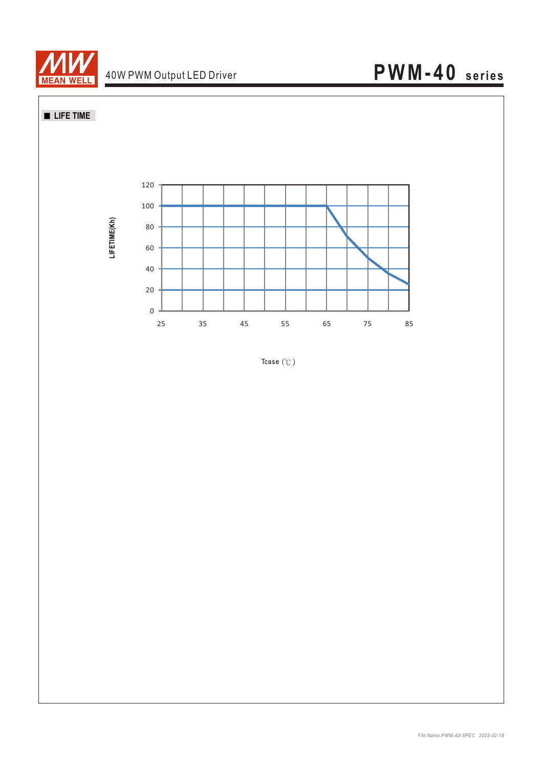## ■ LIFE TIME

LIFETIME(Kh)

120
100
80
60
40
20
0

25 35 45 55 65 75 85

Tcase (℃)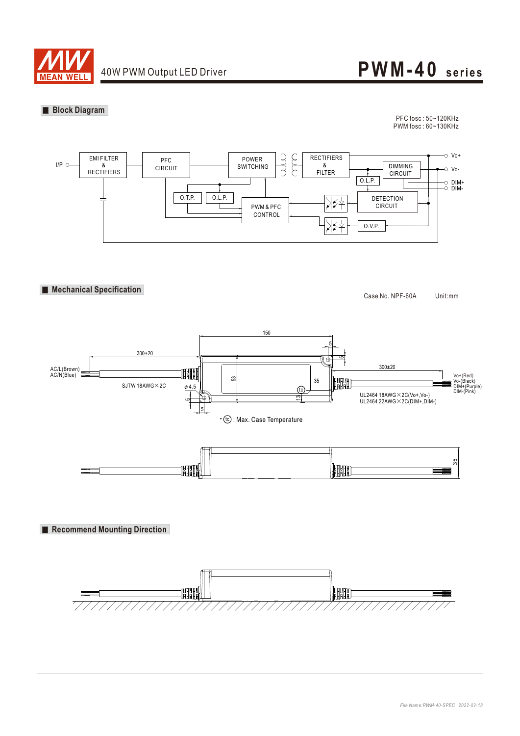MEAN WELL

40W PWM Output LED Driver

# PWM-40 series

## Block Diagram

PFC fosc : 50~120KHz
PWM fosc : 60~130KHz

I/P

EMI FILTER & RECTIFIERS

PFC CIRCUIT

POWER SWITCHING

RECTIFIERS & FILTER

DIMMING CIRCUIT

O.L.P.

DETECTION CIRCUIT

O.V.P.

O.T.P.

O.L.P.

PWM & PFC CONTROL

Vo+

Vo-

DIM+

DIM-

## Mechanical Specification

Case No. NPF-60A Unit:mm

150

300±20

300±20

5

5

53

35

13

5

5

φ4.5

AC/L(Brown)
AC/N(Blue)

SJTW 18AWG×2C

Vo+(Red)
Vo-(Black)
DIM+(Purple)
DIM-(Pink)

UL2464 18AWG×2C(Vo+,Vo-)
UL2464 22AWG×2C(DIM+,DIM-)

※ (tc) : Max. Case Temperature

35

## Recommend Mounting Direction

*File Name:PWM-40-SPEC 2022-02-18*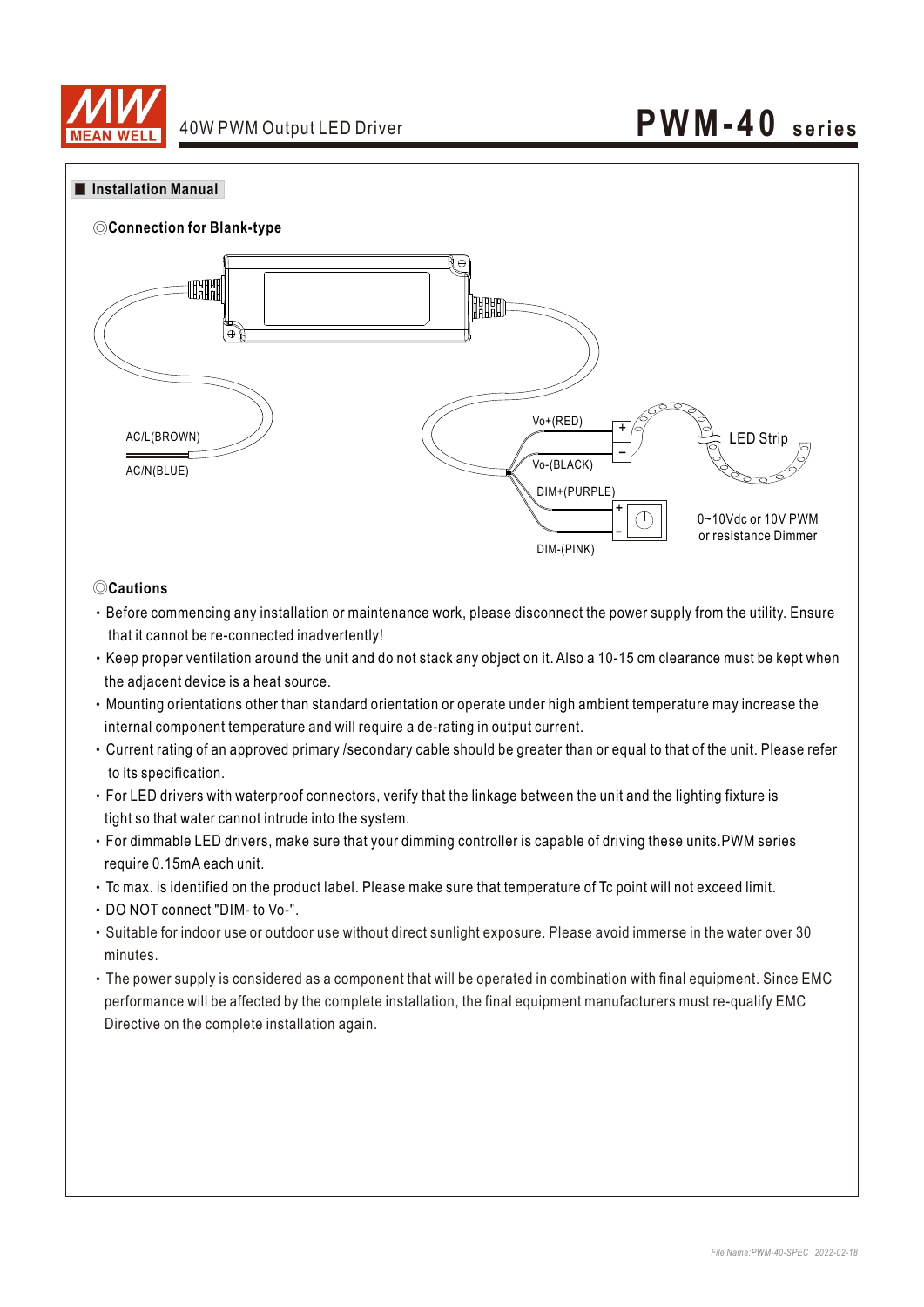## Installation Manual

### ◎Connection for Blank-type

AC/L(BROWN)

AC/N(BLUE)

Vo+(RED)

Vo-(BLACK)

LED Strip

DIM+(PURPLE)

DIM-(PINK)

0~10Vdc or 10V PWM or resistance Dimmer

### ◎Cautions

- Before commencing any installation or maintenance work, please disconnect the power supply from the utility. Ensure that it cannot be re-connected inadvertently!
- Keep proper ventilation around the unit and do not stack any object on it. Also a 10-15 cm clearance must be kept when the adjacent device is a heat source.
- Mounting orientations other than standard orientation or operate under high ambient temperature may increase the internal component temperature and will require a de-rating in output current.
- Current rating of an approved primary /secondary cable should be greater than or equal to that of the unit. Please refer to its specification.
- For LED drivers with waterproof connectors, verify that the linkage between the unit and the lighting fixture is tight so that water cannot intrude into the system.
- For dimmable LED drivers, make sure that your dimming controller is capable of driving these units.PWM series require 0.15mA each unit.
- Tc max. is identified on the product label. Please make sure that temperature of Tc point will not exceed limit.
- DO NOT connect "DIM- to Vo-".
- Suitable for indoor use or outdoor use without direct sunlight exposure. Please avoid immerse in the water over 30 minutes.
- The power supply is considered as a component that will be operated in combination with final equipment. Since EMC performance will be affected by the complete installation, the final equipment manufacturers must re-qualify EMC Directive on the complete installation again.